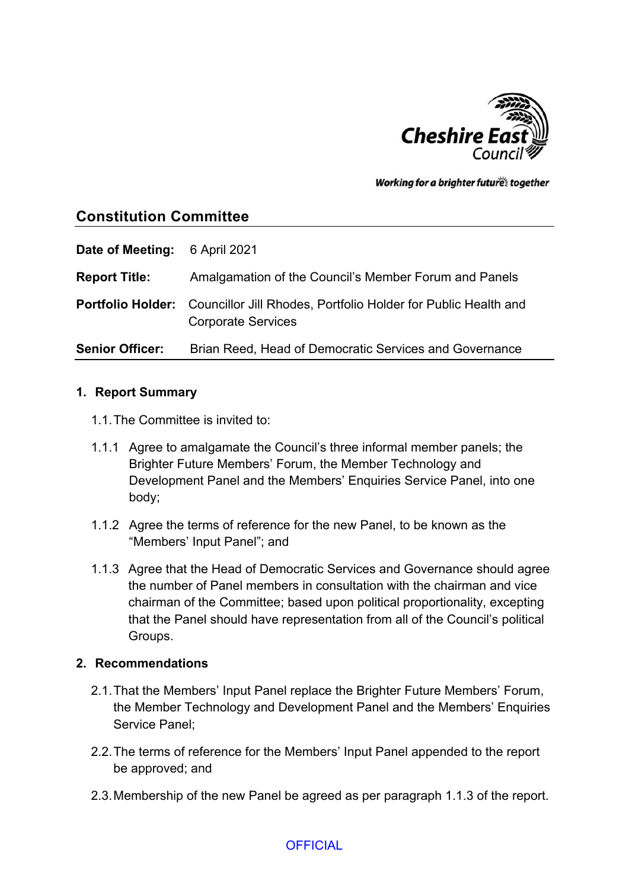Cheshire East Council

*Working for a brighter future together*

## Constitution Committee

| | |
|---|---|
| **Date of Meeting:** | 6 April 2021 |
| **Report Title:** | Amalgamation of the Council's Member Forum and Panels |
| **Portfolio Holder:** | Councillor Jill Rhodes, Portfolio Holder for Public Health and Corporate Services |
| **Senior Officer:** | Brian Reed, Head of Democratic Services and Governance |

### 1. Report Summary

1.1. The Committee is invited to:

1.1.1 Agree to amalgamate the Council's three informal member panels; the Brighter Future Members' Forum, the Member Technology and Development Panel and the Members' Enquiries Service Panel, into one body;

1.1.2 Agree the terms of reference for the new Panel, to be known as the "Members' Input Panel"; and

1.1.3 Agree that the Head of Democratic Services and Governance should agree the number of Panel members in consultation with the chairman and vice chairman of the Committee; based upon political proportionality, excepting that the Panel should have representation from all of the Council's political Groups.

### 2. Recommendations

2.1. That the Members' Input Panel replace the Brighter Future Members' Forum, the Member Technology and Development Panel and the Members' Enquiries Service Panel;

2.2. The terms of reference for the Members' Input Panel appended to the report be approved; and

2.3. Membership of the new Panel be agreed as per paragraph 1.1.3 of the report.

OFFICIAL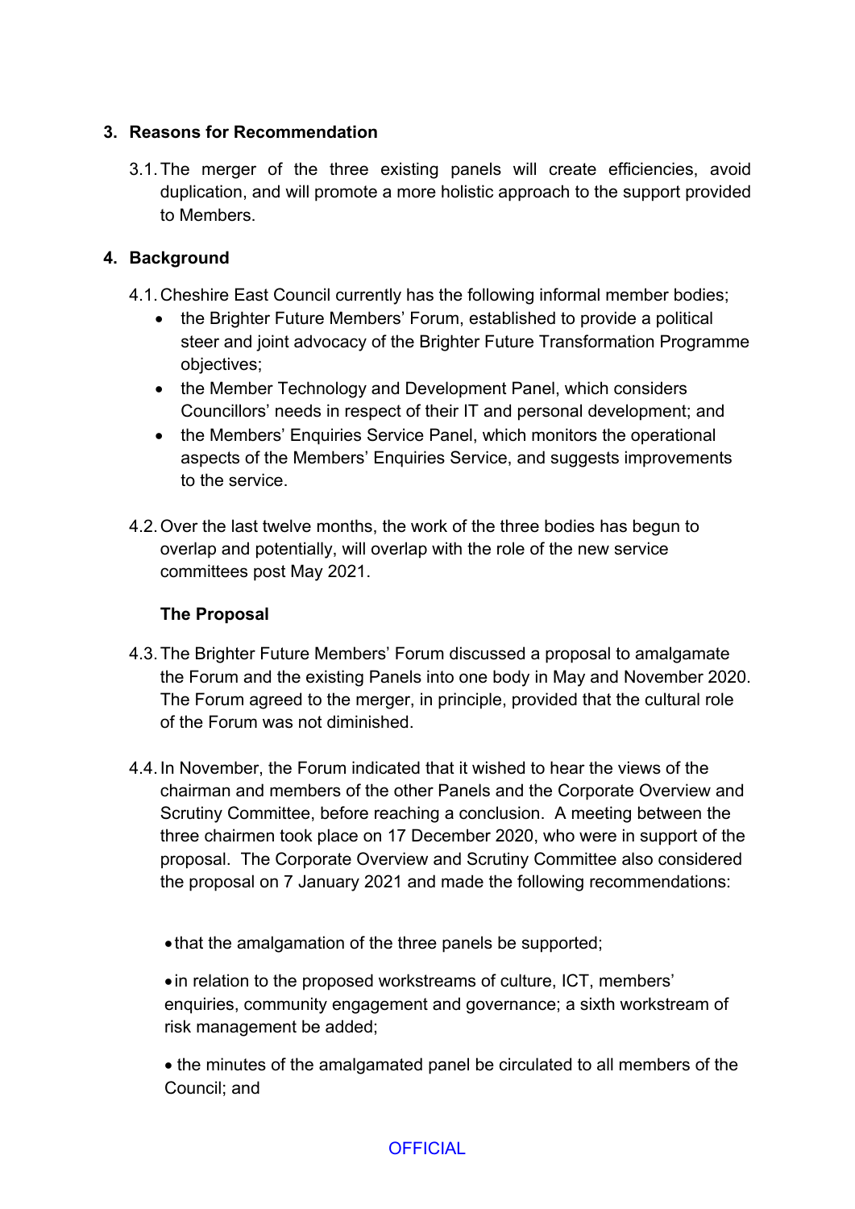## 3. Reasons for Recommendation

3.1. The merger of the three existing panels will create efficiencies, avoid duplication, and will promote a more holistic approach to the support provided to Members.

## 4. Background

4.1. Cheshire East Council currently has the following informal member bodies;

- the Brighter Future Members' Forum, established to provide a political steer and joint advocacy of the Brighter Future Transformation Programme objectives;
- the Member Technology and Development Panel, which considers Councillors' needs in respect of their IT and personal development; and
- the Members' Enquiries Service Panel, which monitors the operational aspects of the Members' Enquiries Service, and suggests improvements to the service.

4.2. Over the last twelve months, the work of the three bodies has begun to overlap and potentially, will overlap with the role of the new service committees post May 2021.

**The Proposal**

4.3. The Brighter Future Members' Forum discussed a proposal to amalgamate the Forum and the existing Panels into one body in May and November 2020. The Forum agreed to the merger, in principle, provided that the cultural role of the Forum was not diminished.

4.4. In November, the Forum indicated that it wished to hear the views of the chairman and members of the other Panels and the Corporate Overview and Scrutiny Committee, before reaching a conclusion. A meeting between the three chairmen took place on 17 December 2020, who were in support of the proposal. The Corporate Overview and Scrutiny Committee also considered the proposal on 7 January 2021 and made the following recommendations:

- that the amalgamation of the three panels be supported;
- in relation to the proposed workstreams of culture, ICT, members' enquiries, community engagement and governance; a sixth workstream of risk management be added;
- the minutes of the amalgamated panel be circulated to all members of the Council; and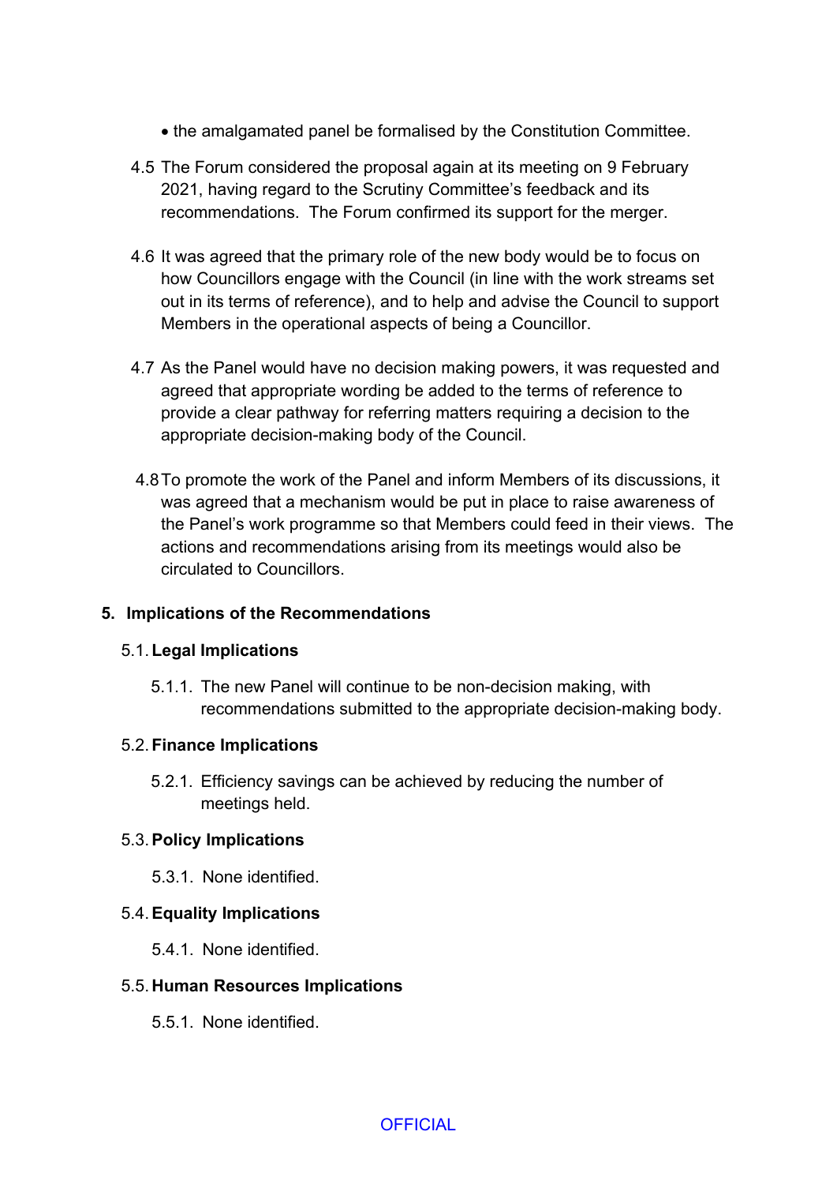- the amalgamated panel be formalised by the Constitution Committee.

4.5 The Forum considered the proposal again at its meeting on 9 February 2021, having regard to the Scrutiny Committee's feedback and its recommendations. The Forum confirmed its support for the merger.

4.6 It was agreed that the primary role of the new body would be to focus on how Councillors engage with the Council (in line with the work streams set out in its terms of reference), and to help and advise the Council to support Members in the operational aspects of being a Councillor.

4.7 As the Panel would have no decision making powers, it was requested and agreed that appropriate wording be added to the terms of reference to provide a clear pathway for referring matters requiring a decision to the appropriate decision-making body of the Council.

4.8 To promote the work of the Panel and inform Members of its discussions, it was agreed that a mechanism would be put in place to raise awareness of the Panel's work programme so that Members could feed in their views. The actions and recommendations arising from its meetings would also be circulated to Councillors.

## 5. Implications of the Recommendations

### 5.1. Legal Implications

5.1.1. The new Panel will continue to be non-decision making, with recommendations submitted to the appropriate decision-making body.

### 5.2. Finance Implications

5.2.1. Efficiency savings can be achieved by reducing the number of meetings held.

### 5.3. Policy Implications

5.3.1. None identified.

### 5.4. Equality Implications

5.4.1. None identified.

### 5.5. Human Resources Implications

5.5.1. None identified.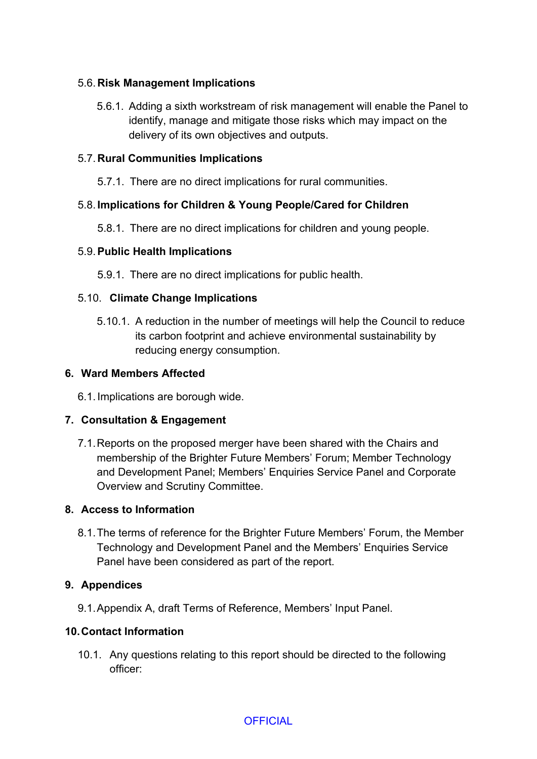### 5.6. Risk Management Implications

5.6.1. Adding a sixth workstream of risk management will enable the Panel to identify, manage and mitigate those risks which may impact on the delivery of its own objectives and outputs.

### 5.7. Rural Communities Implications

5.7.1. There are no direct implications for rural communities.

### 5.8. Implications for Children & Young People/Cared for Children

5.8.1. There are no direct implications for children and young people.

### 5.9. Public Health Implications

5.9.1. There are no direct implications for public health.

### 5.10. Climate Change Implications

5.10.1. A reduction in the number of meetings will help the Council to reduce its carbon footprint and achieve environmental sustainability by reducing energy consumption.

## 6. Ward Members Affected

6.1. Implications are borough wide.

## 7. Consultation & Engagement

7.1. Reports on the proposed merger have been shared with the Chairs and membership of the Brighter Future Members' Forum; Member Technology and Development Panel; Members' Enquiries Service Panel and Corporate Overview and Scrutiny Committee.

## 8. Access to Information

8.1. The terms of reference for the Brighter Future Members' Forum, the Member Technology and Development Panel and the Members' Enquiries Service Panel have been considered as part of the report.

## 9. Appendices

9.1. Appendix A, draft Terms of Reference, Members' Input Panel.

## 10. Contact Information

10.1. Any questions relating to this report should be directed to the following officer:

OFFICIAL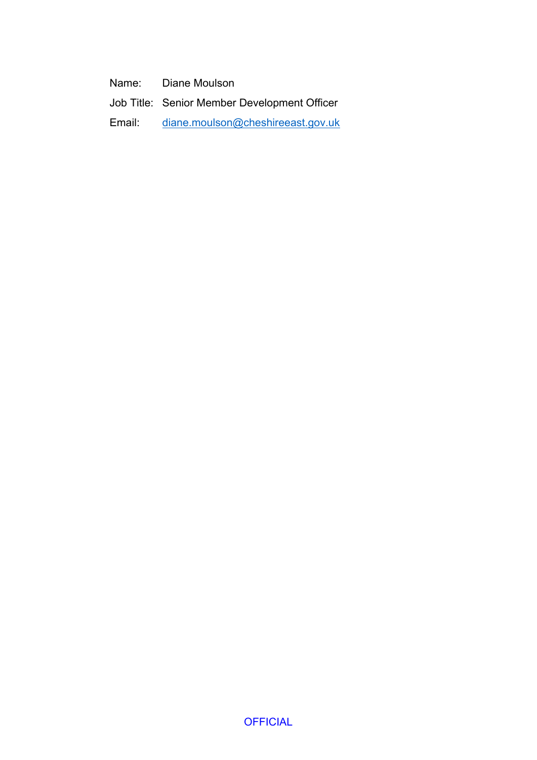Name: Diane Moulson

Job Title: Senior Member Development Officer

Email: diane.moulson@cheshireeast.gov.uk

OFFICIAL